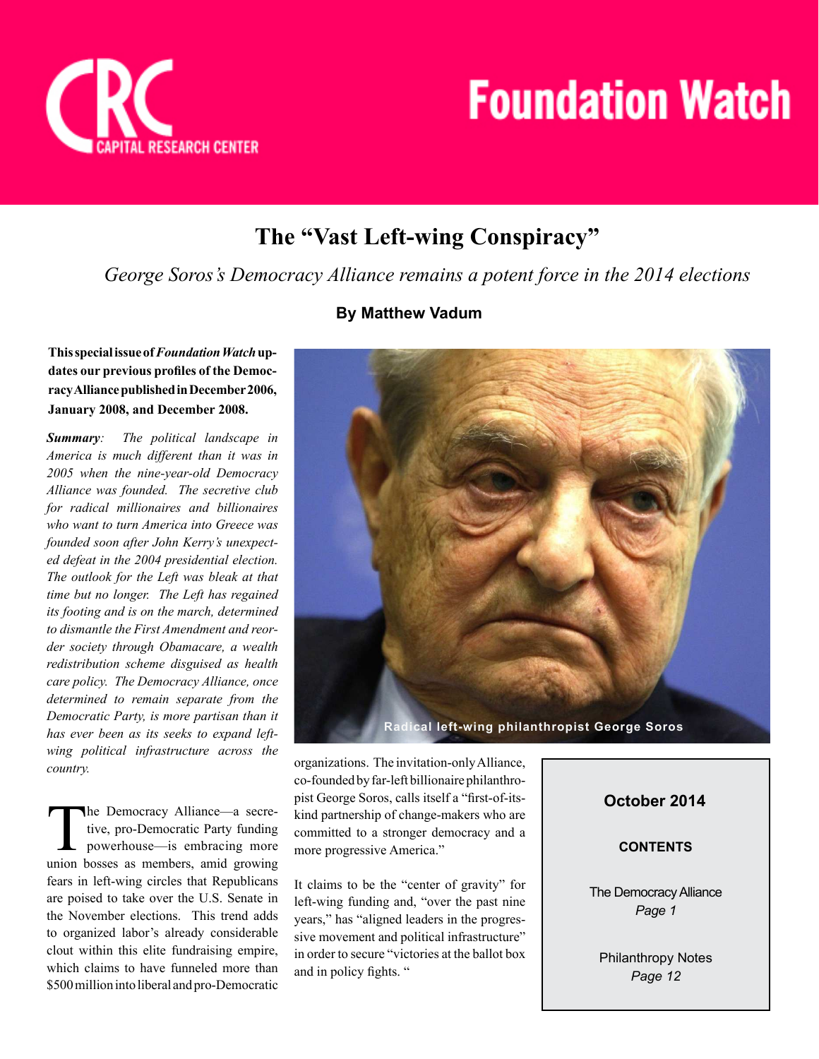# Foundation Watch

CAPITAL RESEARCH CENTER

## The "Vast Left-wing Conspiracy"

*George Soros's Democracy Alliance remains a potent force in the 2014 elections*

**By Matthew Vadum**

**This special issue of *Foundation Watch* updates our previous profiles of the Democracy Alliance published in December 2006, January 2008, and December 2008.**

***Summary**: The political landscape in America is much different than it was in 2005 when the nine-year-old Democracy Alliance was founded. The secretive club for radical millionaires and billionaires who want to turn America into Greece was founded soon after John Kerry's unexpected defeat in the 2004 presidential election. The outlook for the Left was bleak at that time but no longer. The Left has regained its footing and is on the march, determined to dismantle the First Amendment and reorder society through Obamacare, a wealth redistribution scheme disguised as health care policy. The Democracy Alliance, once determined to remain separate from the Democratic Party, is more partisan than it has ever been as its seeks to expand left-wing political infrastructure across the country.*

Radical left-wing philanthropist George Soros

The Democracy Alliance—a secretive, pro-Democratic Party funding powerhouse—is embracing more union bosses as members, amid growing fears in left-wing circles that Republicans are poised to take over the U.S. Senate in the November elections. This trend adds to organized labor's already considerable clout within this elite fundraising empire, which claims to have funneled more than $500 million into liberal and pro-Democratic organizations. The invitation-only Alliance, co-founded by far-left billionaire philanthropist George Soros, calls itself a "first-of-its-kind partnership of change-makers who are committed to a stronger democracy and a more progressive America."

It claims to be the "center of gravity" for left-wing funding and, "over the past nine years," has "aligned leaders in the progressive movement and political infrastructure" in order to secure "victories at the ballot box and in policy fights. "

**October 2014**

**CONTENTS**

The Democracy Alliance
*Page 1*

Philanthropy Notes
*Page 12*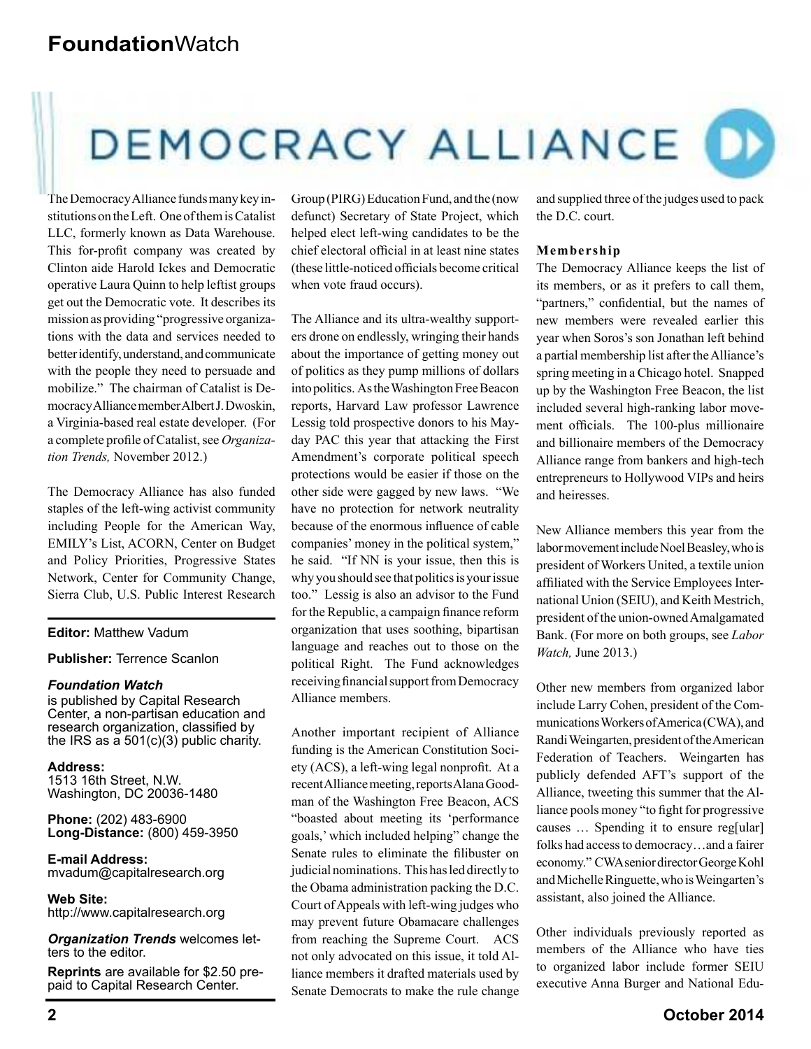# DEMOCRACY ALLIANCE

The Democracy Alliance funds many key institutions on the Left. One of them is Catalist LLC, formerly known as Data Warehouse. This for-profit company was created by Clinton aide Harold Ickes and Democratic operative Laura Quinn to help leftist groups get out the Democratic vote. It describes its mission as providing "progressive organizations with the data and services needed to better identify, understand, and communicate with the people they need to persuade and mobilize." The chairman of Catalist is Democracy Alliance member Albert J. Dwoskin, a Virginia-based real estate developer. (For a complete profile of Catalist, see *Organization Trends,* November 2012.)

The Democracy Alliance has also funded staples of the left-wing activist community including People for the American Way, EMILY's List, ACORN, Center on Budget and Policy Priorities, Progressive States Network, Center for Community Change, Sierra Club, U.S. Public Interest Research Group (PIRG) Education Fund, and the (now defunct) Secretary of State Project, which helped elect left-wing candidates to be the chief electoral official in at least nine states (these little-noticed officials become critical when vote fraud occurs).

The Alliance and its ultra-wealthy supporters drone on endlessly, wringing their hands about the importance of getting money out of politics as they pump millions of dollars into politics. As the Washington Free Beacon reports, Harvard Law professor Lawrence Lessig told prospective donors to his Mayday PAC this year that attacking the First Amendment's corporate political speech protections would be easier if those on the other side were gagged by new laws. "We have no protection for network neutrality because of the enormous influence of cable companies' money in the political system," he said. "If NN is your issue, then this is why you should see that politics is your issue too." Lessig is also an advisor to the Fund for the Republic, a campaign finance reform organization that uses soothing, bipartisan language and reaches out to those on the political Right. The Fund acknowledges receiving financial support from Democracy Alliance members.

Another important recipient of Alliance funding is the American Constitution Society (ACS), a left-wing legal nonprofit. At a recent Alliance meeting, reports Alana Goodman of the Washington Free Beacon, ACS "boasted about meeting its 'performance goals,' which included helping" change the Senate rules to eliminate the filibuster on judicial nominations. This has led directly to the Obama administration packing the D.C. Court of Appeals with left-wing judges who may prevent future Obamacare challenges from reaching the Supreme Court. ACS not only advocated on this issue, it told Alliance members it drafted materials used by Senate Democrats to make the rule change and supplied three of the judges used to pack the D.C. court.

**Membership**

The Democracy Alliance keeps the list of its members, or as it prefers to call them, "partners," confidential, but the names of new members were revealed earlier this year when Soros's son Jonathan left behind a partial membership list after the Alliance's spring meeting in a Chicago hotel. Snapped up by the Washington Free Beacon, the list included several high-ranking labor movement officials. The 100-plus millionaire and billionaire members of the Democracy Alliance range from bankers and high-tech entrepreneurs to Hollywood VIPs and heirs and heiresses.

New Alliance members this year from the labor movement include Noel Beasley, who is president of Workers United, a textile union affiliated with the Service Employees International Union (SEIU), and Keith Mestrich, president of the union-owned Amalgamated Bank. (For more on both groups, see *Labor Watch,* June 2013.)

Other new members from organized labor include Larry Cohen, president of the Communications Workers of America (CWA), and Randi Weingarten, president of the American Federation of Teachers. Weingarten has publicly defended AFT's support of the Alliance, tweeting this summer that the Alliance pools money "to fight for progressive causes … Spending it to ensure reg[ular] folks had access to democracy…and a fairer economy." CWA senior director George Kohl and Michelle Ringuette, who is Weingarten's assistant, also joined the Alliance.

Other individuals previously reported as members of the Alliance who have ties to organized labor include former SEIU executive Anna Burger and National Edu-

---

**Editor:** Matthew Vadum

**Publisher:** Terrence Scanlon

***Foundation Watch*** is published by Capital Research Center, a non-partisan education and research organization, classified by the IRS as a 501(c)(3) public charity.

**Address:**
1513 16th Street, N.W.
Washington, DC 20036-1480

**Phone:** (202) 483-6900
**Long-Distance:** (800) 459-3950

**E-mail Address:**
mvadum@capitalresearch.org

**Web Site:**
http://www.capitalresearch.org

***Organization Trends*** welcomes letters to the editor.

**Reprints** are available for $2.50 prepaid to Capital Research Center.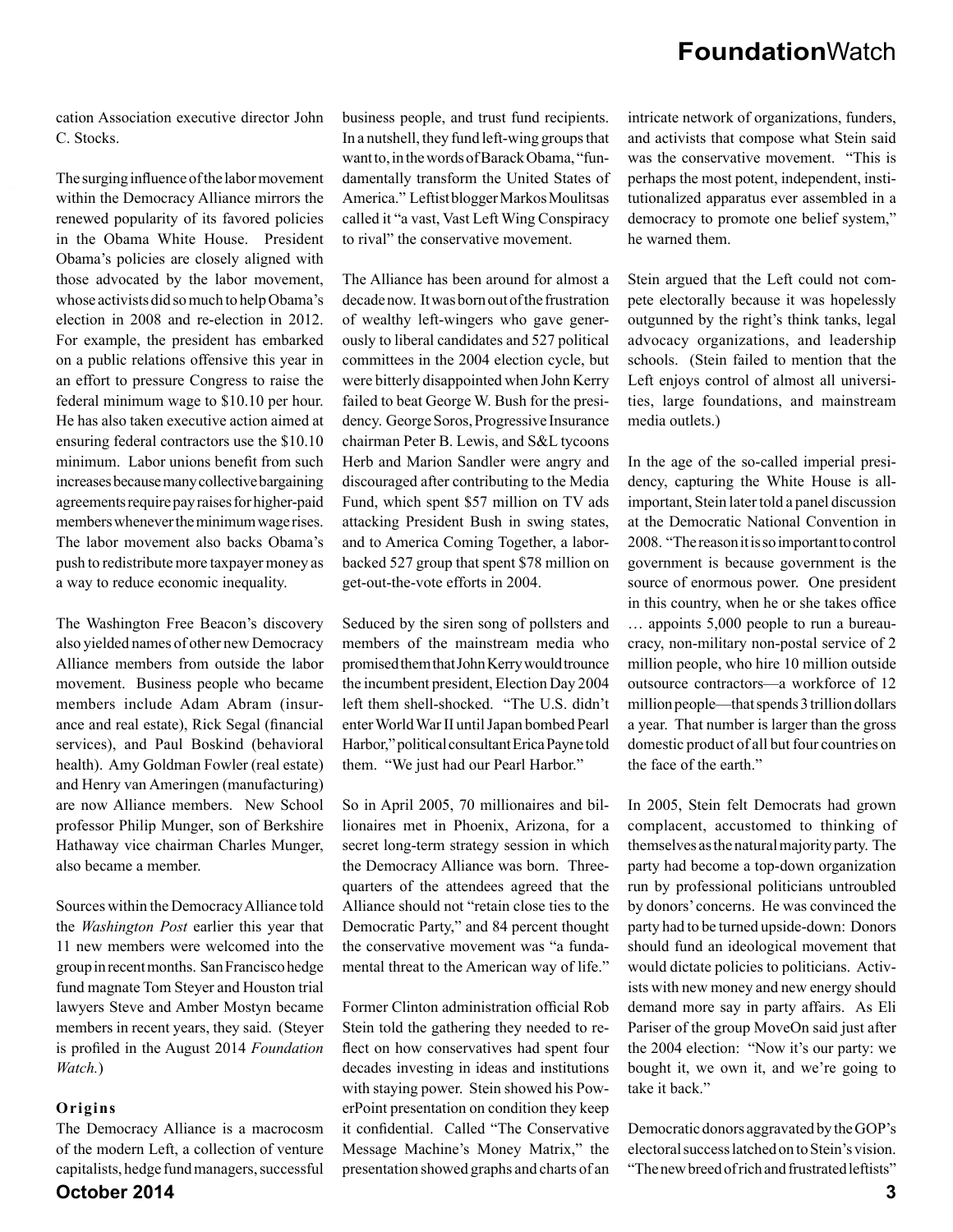cation Association executive director John C. Stocks.

The surging influence of the labor movement within the Democracy Alliance mirrors the renewed popularity of its favored policies in the Obama White House. President Obama's policies are closely aligned with those advocated by the labor movement, whose activists did so much to help Obama's election in 2008 and re-election in 2012. For example, the president has embarked on a public relations offensive this year in an effort to pressure Congress to raise the federal minimum wage to $10.10 per hour. He has also taken executive action aimed at ensuring federal contractors use the $10.10 minimum. Labor unions benefit from such increases because many collective bargaining agreements require pay raises for higher-paid members whenever the minimum wage rises. The labor movement also backs Obama's push to redistribute more taxpayer money as a way to reduce economic inequality.

The Washington Free Beacon's discovery also yielded names of other new Democracy Alliance members from outside the labor movement. Business people who became members include Adam Abram (insurance and real estate), Rick Segal (financial services), and Paul Boskind (behavioral health). Amy Goldman Fowler (real estate) and Henry van Ameringen (manufacturing) are now Alliance members. New School professor Philip Munger, son of Berkshire Hathaway vice chairman Charles Munger, also became a member.

Sources within the Democracy Alliance told the *Washington Post* earlier this year that 11 new members were welcomed into the group in recent months. San Francisco hedge fund magnate Tom Steyer and Houston trial lawyers Steve and Amber Mostyn became members in recent years, they said. (Steyer is profiled in the August 2014 *Foundation Watch.*)

**Origins**

The Democracy Alliance is a macrocosm of the modern Left, a collection of venture capitalists, hedge fund managers, successful business people, and trust fund recipients. In a nutshell, they fund left-wing groups that want to, in the words of Barack Obama, "fundamentally transform the United States of America." Leftist blogger Markos Moulitsas called it "a vast, Vast Left Wing Conspiracy to rival" the conservative movement.

The Alliance has been around for almost a decade now. It was born out of the frustration of wealthy left-wingers who gave generously to liberal candidates and 527 political committees in the 2004 election cycle, but were bitterly disappointed when John Kerry failed to beat George W. Bush for the presidency. George Soros, Progressive Insurance chairman Peter B. Lewis, and S&L tycoons Herb and Marion Sandler were angry and discouraged after contributing to the Media Fund, which spent $57 million on TV ads attacking President Bush in swing states, and to America Coming Together, a labor-backed 527 group that spent $78 million on get-out-the-vote efforts in 2004.

Seduced by the siren song of pollsters and members of the mainstream media who promised them that John Kerry would trounce the incumbent president, Election Day 2004 left them shell-shocked. "The U.S. didn't enter World War II until Japan bombed Pearl Harbor," political consultant Erica Payne told them. "We just had our Pearl Harbor."

So in April 2005, 70 millionaires and billionaires met in Phoenix, Arizona, for a secret long-term strategy session in which the Democracy Alliance was born. Three-quarters of the attendees agreed that the Alliance should not "retain close ties to the Democratic Party," and 84 percent thought the conservative movement was "a fundamental threat to the American way of life."

Former Clinton administration official Rob Stein told the gathering they needed to reflect on how conservatives had spent four decades investing in ideas and institutions with staying power. Stein showed his PowerPoint presentation on condition they keep it confidential. Called "The Conservative Message Machine's Money Matrix," the presentation showed graphs and charts of an intricate network of organizations, funders, and activists that compose what Stein said was the conservative movement. "This is perhaps the most potent, independent, institutionalized apparatus ever assembled in a democracy to promote one belief system," he warned them.

Stein argued that the Left could not compete electorally because it was hopelessly outgunned by the right's think tanks, legal advocacy organizations, and leadership schools. (Stein failed to mention that the Left enjoys control of almost all universities, large foundations, and mainstream media outlets.)

In the age of the so-called imperial presidency, capturing the White House is all-important, Stein later told a panel discussion at the Democratic National Convention in 2008. "The reason it is so important to control government is because government is the source of enormous power. One president in this country, when he or she takes office … appoints 5,000 people to run a bureaucracy, non-military non-postal service of 2 million people, who hire 10 million outside outsource contractors—a workforce of 12 million people—that spends 3 trillion dollars a year. That number is larger than the gross domestic product of all but four countries on the face of the earth."

In 2005, Stein felt Democrats had grown complacent, accustomed to thinking of themselves as the natural majority party. The party had become a top-down organization run by professional politicians untroubled by donors' concerns. He was convinced the party had to be turned upside-down: Donors should fund an ideological movement that would dictate policies to politicians. Activists with new money and new energy should demand more say in party affairs. As Eli Pariser of the group MoveOn said just after the 2004 election: "Now it's our party: we bought it, we own it, and we're going to take it back."

Democratic donors aggravated by the GOP's electoral success latched on to Stein's vision. "The new breed of rich and frustrated leftists"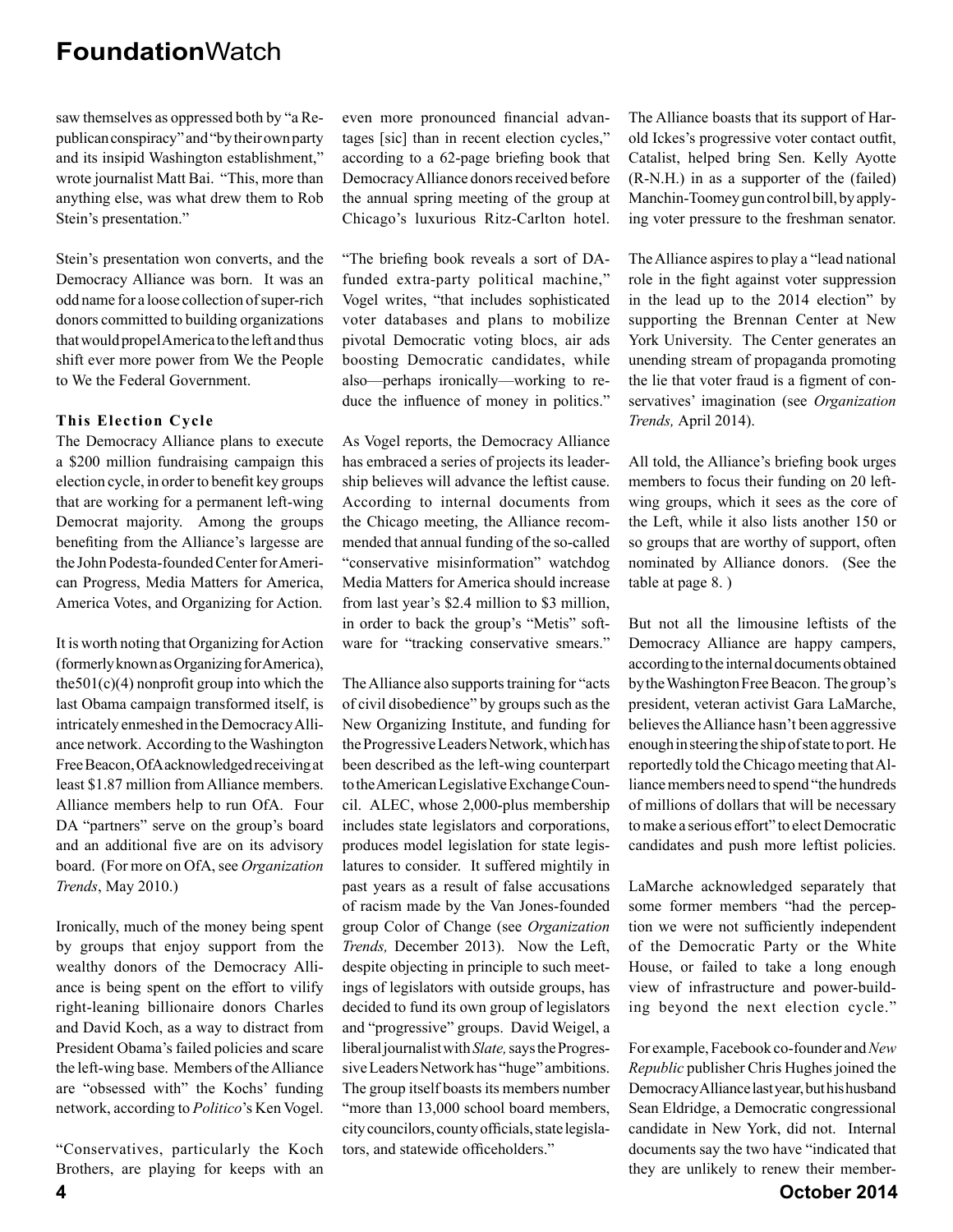saw themselves as oppressed both by "a Republican conspiracy" and "by their own party and its insipid Washington establishment," wrote journalist Matt Bai. "This, more than anything else, was what drew them to Rob Stein's presentation."

Stein's presentation won converts, and the Democracy Alliance was born. It was an odd name for a loose collection of super-rich donors committed to building organizations that would propel America to the left and thus shift ever more power from We the People to We the Federal Government.

### This Election Cycle

The Democracy Alliance plans to execute a $200 million fundraising campaign this election cycle, in order to benefit key groups that are working for a permanent left-wing Democrat majority. Among the groups benefiting from the Alliance's largesse are the John Podesta-founded Center for American Progress, Media Matters for America, America Votes, and Organizing for Action.

It is worth noting that Organizing for Action (formerly known as Organizing for America), the501(c)(4) nonprofit group into which the last Obama campaign transformed itself, is intricately enmeshed in the Democracy Alliance network. According to the Washington Free Beacon, OfA acknowledged receiving at least $1.87 million from Alliance members. Alliance members help to run OfA. Four DA "partners" serve on the group's board and an additional five are on its advisory board. (For more on OfA, see *Organization Trends*, May 2010.)

Ironically, much of the money being spent by groups that enjoy support from the wealthy donors of the Democracy Alliance is being spent on the effort to vilify right-leaning billionaire donors Charles and David Koch, as a way to distract from President Obama's failed policies and scare the left-wing base. Members of the Alliance are "obsessed with" the Kochs' funding network, according to *Politico*'s Ken Vogel.

"Conservatives, particularly the Koch Brothers, are playing for keeps with an even more pronounced financial advantages [sic] than in recent election cycles," according to a 62-page briefing book that Democracy Alliance donors received before the annual spring meeting of the group at Chicago's luxurious Ritz-Carlton hotel.

"The briefing book reveals a sort of DA-funded extra-party political machine," Vogel writes, "that includes sophisticated voter databases and plans to mobilize pivotal Democratic voting blocs, air ads boosting Democratic candidates, while also—perhaps ironically—working to reduce the influence of money in politics."

As Vogel reports, the Democracy Alliance has embraced a series of projects its leadership believes will advance the leftist cause. According to internal documents from the Chicago meeting, the Alliance recommended that annual funding of the so-called "conservative misinformation" watchdog Media Matters for America should increase from last year's $2.4 million to $3 million, in order to back the group's "Metis" software for "tracking conservative smears."

The Alliance also supports training for "acts of civil disobedience" by groups such as the New Organizing Institute, and funding for the Progressive Leaders Network, which has been described as the left-wing counterpart to the American Legislative Exchange Council. ALEC, whose 2,000-plus membership includes state legislators and corporations, produces model legislation for state legislatures to consider. It suffered mightily in past years as a result of false accusations of racism made by the Van Jones-founded group Color of Change (see *Organization Trends,* December 2013). Now the Left, despite objecting in principle to such meetings of legislators with outside groups, has decided to fund its own group of legislators and "progressive" groups. David Weigel, a liberal journalist with *Slate,* says the Progressive Leaders Network has "huge" ambitions. The group itself boasts its members number "more than 13,000 school board members, city councilors, county officials, state legislators, and statewide officeholders."

The Alliance boasts that its support of Harold Ickes's progressive voter contact outfit, Catalist, helped bring Sen. Kelly Ayotte (R-N.H.) in as a supporter of the (failed) Manchin-Toomey gun control bill, by applying voter pressure to the freshman senator.

The Alliance aspires to play a "lead national role in the fight against voter suppression in the lead up to the 2014 election" by supporting the Brennan Center at New York University. The Center generates an unending stream of propaganda promoting the lie that voter fraud is a figment of conservatives' imagination (see *Organization Trends,* April 2014).

All told, the Alliance's briefing book urges members to focus their funding on 20 left-wing groups, which it sees as the core of the Left, while it also lists another 150 or so groups that are worthy of support, often nominated by Alliance donors. (See the table at page 8. )

But not all the limousine leftists of the Democracy Alliance are happy campers, according to the internal documents obtained by the Washington Free Beacon. The group's president, veteran activist Gara LaMarche, believes the Alliance hasn't been aggressive enough in steering the ship of state to port. He reportedly told the Chicago meeting that Alliance members need to spend "the hundreds of millions of dollars that will be necessary to make a serious effort" to elect Democratic candidates and push more leftist policies.

LaMarche acknowledged separately that some former members "had the perception we were not sufficiently independent of the Democratic Party or the White House, or failed to take a long enough view of infrastructure and power-building beyond the next election cycle."

For example, Facebook co-founder and *New Republic* publisher Chris Hughes joined the Democracy Alliance last year, but his husband Sean Eldridge, a Democratic congressional candidate in New York, did not. Internal documents say the two have "indicated that they are unlikely to renew their member-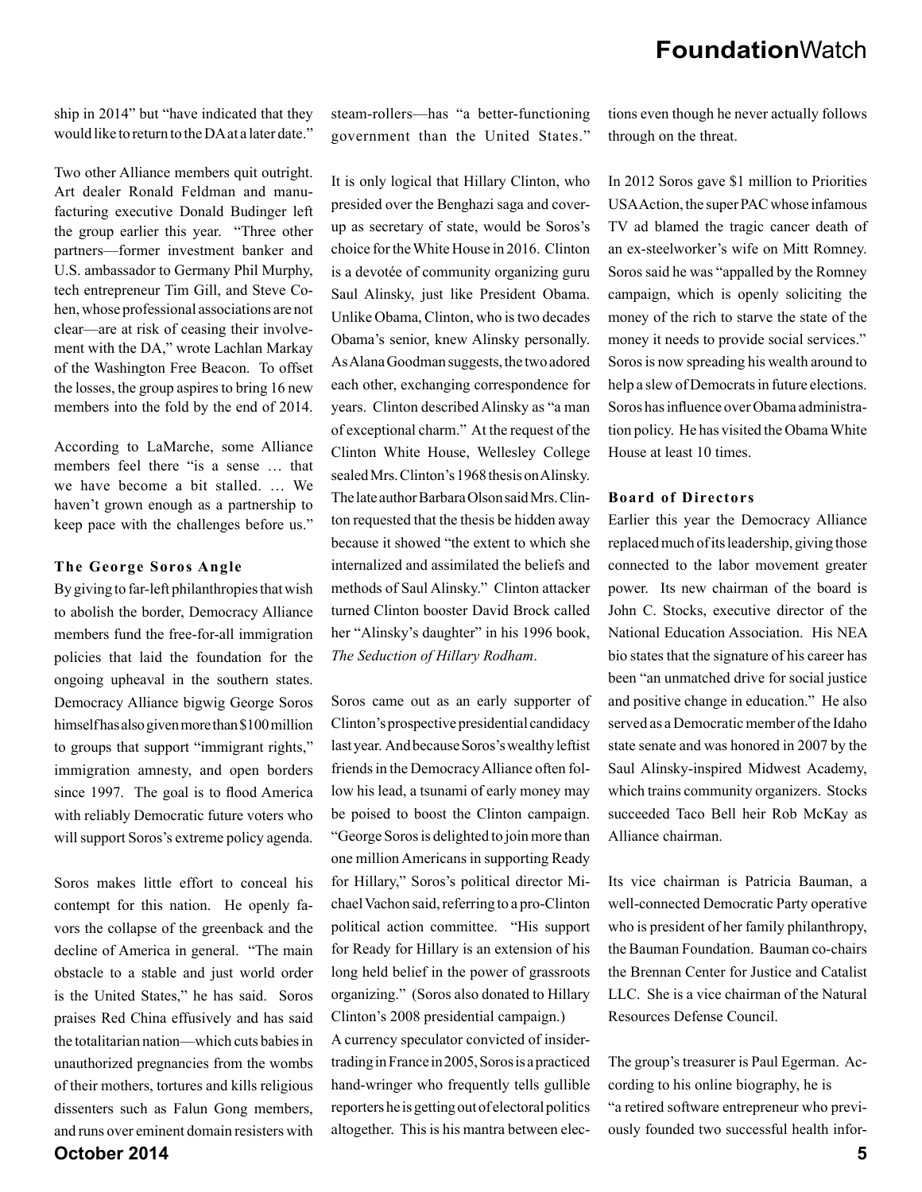ship in 2014" but "have indicated that they would like to return to the DA at a later date."

Two other Alliance members quit outright. Art dealer Ronald Feldman and manufacturing executive Donald Budinger left the group earlier this year. "Three other partners—former investment banker and U.S. ambassador to Germany Phil Murphy, tech entrepreneur Tim Gill, and Steve Cohen, whose professional associations are not clear—are at risk of ceasing their involvement with the DA," wrote Lachlan Markay of the Washington Free Beacon. To offset the losses, the group aspires to bring 16 new members into the fold by the end of 2014.

According to LaMarche, some Alliance members feel there "is a sense … that we have become a bit stalled. … We haven't grown enough as a partnership to keep pace with the challenges before us."

### The George Soros Angle

By giving to far-left philanthropies that wish to abolish the border, Democracy Alliance members fund the free-for-all immigration policies that laid the foundation for the ongoing upheaval in the southern states. Democracy Alliance bigwig George Soros himself has also given more than $100 million to groups that support "immigrant rights," immigration amnesty, and open borders since 1997. The goal is to flood America with reliably Democratic future voters who will support Soros's extreme policy agenda.

Soros makes little effort to conceal his contempt for this nation. He openly favors the collapse of the greenback and the decline of America in general. "The main obstacle to a stable and just world order is the United States," he has said. Soros praises Red China effusively and has said the totalitarian nation—which cuts babies in unauthorized pregnancies from the wombs of their mothers, tortures and kills religious dissenters such as Falun Gong members, and runs over eminent domain resisters with steam-rollers—has "a better-functioning government than the United States."

It is only logical that Hillary Clinton, who presided over the Benghazi saga and cover-up as secretary of state, would be Soros's choice for the White House in 2016. Clinton is a devotée of community organizing guru Saul Alinsky, just like President Obama. Unlike Obama, Clinton, who is two decades Obama's senior, knew Alinsky personally. As Alana Goodman suggests, the two adored each other, exchanging correspondence for years. Clinton described Alinsky as "a man of exceptional charm." At the request of the Clinton White House, Wellesley College sealed Mrs. Clinton's 1968 thesis on Alinsky. The late author Barbara Olson said Mrs. Clinton requested that the thesis be hidden away because it showed "the extent to which she internalized and assimilated the beliefs and methods of Saul Alinsky." Clinton attacker turned Clinton booster David Brock called her "Alinsky's daughter" in his 1996 book, *The Seduction of Hillary Rodham*.

Soros came out as an early supporter of Clinton's prospective presidential candidacy last year. And because Soros's wealthy leftist friends in the Democracy Alliance often follow his lead, a tsunami of early money may be poised to boost the Clinton campaign. "George Soros is delighted to join more than one million Americans in supporting Ready for Hillary," Soros's political director Michael Vachon said, referring to a pro-Clinton political action committee. "His support for Ready for Hillary is an extension of his long held belief in the power of grassroots organizing." (Soros also donated to Hillary Clinton's 2008 presidential campaign.)

A currency speculator convicted of insider-trading in France in 2005, Soros is a practiced hand-wringer who frequently tells gullible reporters he is getting out of electoral politics altogether. This is his mantra between elections even though he never actually follows through on the threat.

In 2012 Soros gave $1 million to Priorities USA Action, the super PAC whose infamous TV ad blamed the tragic cancer death of an ex-steelworker's wife on Mitt Romney. Soros said he was "appalled by the Romney campaign, which is openly soliciting the money of the rich to starve the state of the money it needs to provide social services." Soros is now spreading his wealth around to help a slew of Democrats in future elections. Soros has influence over Obama administration policy. He has visited the Obama White House at least 10 times.

### Board of Directors

Earlier this year the Democracy Alliance replaced much of its leadership, giving those connected to the labor movement greater power. Its new chairman of the board is John C. Stocks, executive director of the National Education Association. His NEA bio states that the signature of his career has been "an unmatched drive for social justice and positive change in education." He also served as a Democratic member of the Idaho state senate and was honored in 2007 by the Saul Alinsky-inspired Midwest Academy, which trains community organizers. Stocks succeeded Taco Bell heir Rob McKay as Alliance chairman.

Its vice chairman is Patricia Bauman, a well-connected Democratic Party operative who is president of her family philanthropy, the Bauman Foundation. Bauman co-chairs the Brennan Center for Justice and Catalist LLC. She is a vice chairman of the Natural Resources Defense Council.

The group's treasurer is Paul Egerman. According to his online biography, he is "a retired software entrepreneur who previously founded two successful health infor-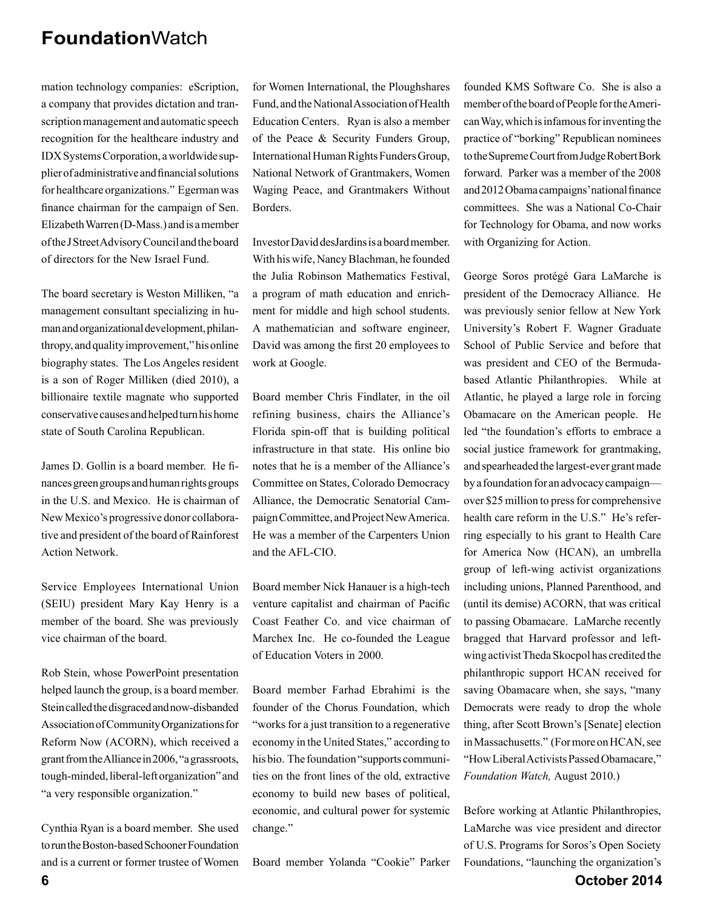mation technology companies: eScription, a company that provides dictation and transcription management and automatic speech recognition for the healthcare industry and IDX Systems Corporation, a worldwide supplier of administrative and financial solutions for healthcare organizations." Egerman was finance chairman for the campaign of Sen. Elizabeth Warren (D-Mass.) and is a member of the J Street Advisory Council and the board of directors for the New Israel Fund.

The board secretary is Weston Milliken, "a management consultant specializing in human and organizational development, philanthropy, and quality improvement," his online biography states. The Los Angeles resident is a son of Roger Milliken (died 2010), a billionaire textile magnate who supported conservative causes and helped turn his home state of South Carolina Republican.

James D. Gollin is a board member. He finances green groups and human rights groups in the U.S. and Mexico. He is chairman of New Mexico's progressive donor collaborative and president of the board of Rainforest Action Network.

Service Employees International Union (SEIU) president Mary Kay Henry is a member of the board. She was previously vice chairman of the board.

Rob Stein, whose PowerPoint presentation helped launch the group, is a board member. Stein called the disgraced and now-disbanded Association of Community Organizations for Reform Now (ACORN), which received a grant from the Alliance in 2006, "a grassroots, tough-minded, liberal-left organization" and "a very responsible organization."

Cynthia Ryan is a board member. She used to run the Boston-based Schooner Foundation and is a current or former trustee of Women for Women International, the Ploughshares Fund, and the National Association of Health Education Centers. Ryan is also a member of the Peace & Security Funders Group, International Human Rights Funders Group, National Network of Grantmakers, Women Waging Peace, and Grantmakers Without Borders.

Investor David desJardins is a board member. With his wife, Nancy Blachman, he founded the Julia Robinson Mathematics Festival, a program of math education and enrichment for middle and high school students. A mathematician and software engineer, David was among the first 20 employees to work at Google.

Board member Chris Findlater, in the oil refining business, chairs the Alliance's Florida spin-off that is building political infrastructure in that state. His online bio notes that he is a member of the Alliance's Committee on States, Colorado Democracy Alliance, the Democratic Senatorial Campaign Committee, and Project New America. He was a member of the Carpenters Union and the AFL-CIO.

Board member Nick Hanauer is a high-tech venture capitalist and chairman of Pacific Coast Feather Co. and vice chairman of Marchex Inc. He co-founded the League of Education Voters in 2000.

Board member Farhad Ebrahimi is the founder of the Chorus Foundation, which "works for a just transition to a regenerative economy in the United States," according to his bio. The foundation "supports communities on the front lines of the old, extractive economy to build new bases of political, economic, and cultural power for systemic change."

Board member Yolanda "Cookie" Parker founded KMS Software Co. She is also a member of the board of People for the American Way, which is infamous for inventing the practice of "borking" Republican nominees to the Supreme Court from Judge Robert Bork forward. Parker was a member of the 2008 and 2012 Obama campaigns' national finance committees. She was a National Co-Chair for Technology for Obama, and now works with Organizing for Action.

George Soros protégé Gara LaMarche is president of the Democracy Alliance. He was previously senior fellow at New York University's Robert F. Wagner Graduate School of Public Service and before that was president and CEO of the Bermuda-based Atlantic Philanthropies. While at Atlantic, he played a large role in forcing Obamacare on the American people. He led "the foundation's efforts to embrace a social justice framework for grantmaking, and spearheaded the largest-ever grant made by a foundation for an advocacy campaign—over $25 million to press for comprehensive health care reform in the U.S." He's referring especially to his grant to Health Care for America Now (HCAN), an umbrella group of left-wing activist organizations including unions, Planned Parenthood, and (until its demise) ACORN, that was critical to passing Obamacare. LaMarche recently bragged that Harvard professor and left-wing activist Theda Skocpol has credited the philanthropic support HCAN received for saving Obamacare when, she says, "many Democrats were ready to drop the whole thing, after Scott Brown's [Senate] election in Massachusetts." (For more on HCAN, see "How Liberal Activists Passed Obamacare," *Foundation Watch,* August 2010.)

Before working at Atlantic Philanthropies, LaMarche was vice president and director of U.S. Programs for Soros's Open Society Foundations, "launching the organization's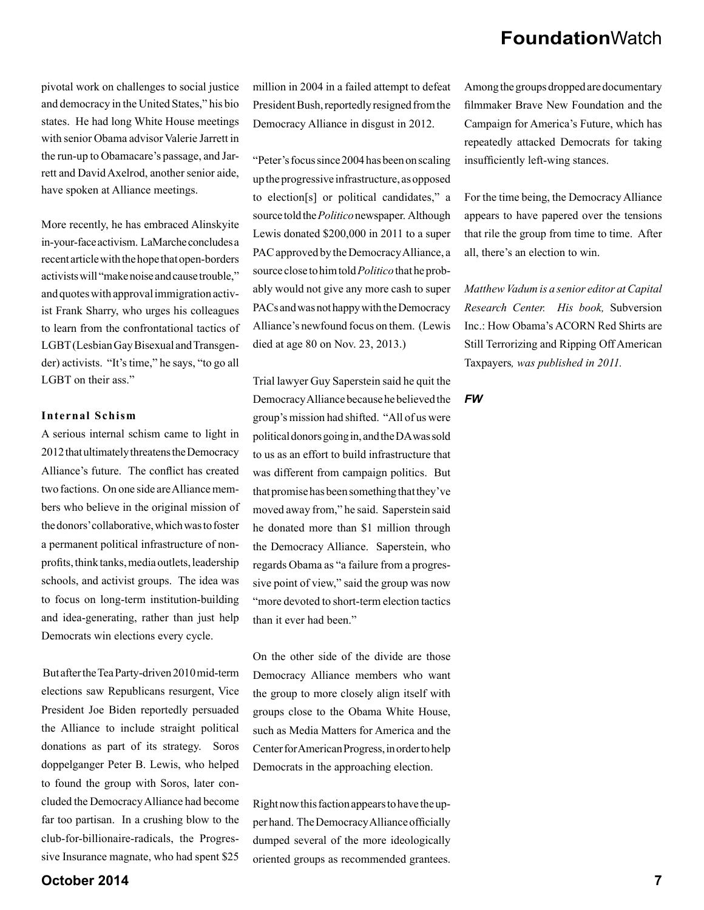pivotal work on challenges to social justice and democracy in the United States," his bio states. He had long White House meetings with senior Obama advisor Valerie Jarrett in the run-up to Obamacare's passage, and Jarrett and David Axelrod, another senior aide, have spoken at Alliance meetings.

More recently, he has embraced Alinskyite in-your-face activism. LaMarche concludes a recent article with the hope that open-borders activists will "make noise and cause trouble," and quotes with approval immigration activist Frank Sharry, who urges his colleagues to learn from the confrontational tactics of LGBT (Lesbian Gay Bisexual and Transgender) activists. "It's time," he says, "to go all LGBT on their ass."

### Internal Schism

A serious internal schism came to light in 2012 that ultimately threatens the Democracy Alliance's future. The conflict has created two factions. On one side are Alliance members who believe in the original mission of the donors' collaborative, which was to foster a permanent political infrastructure of nonprofits, think tanks, media outlets, leadership schools, and activist groups. The idea was to focus on long-term institution-building and idea-generating, rather than just help Democrats win elections every cycle.

But after the Tea Party-driven 2010 mid-term elections saw Republicans resurgent, Vice President Joe Biden reportedly persuaded the Alliance to include straight political donations as part of its strategy. Soros doppelganger Peter B. Lewis, who helped to found the group with Soros, later concluded the Democracy Alliance had become far too partisan. In a crushing blow to the club-for-billionaire-radicals, the Progressive Insurance magnate, who had spent $25 million in 2004 in a failed attempt to defeat President Bush, reportedly resigned from the Democracy Alliance in disgust in 2012.

"Peter's focus since 2004 has been on scaling up the progressive infrastructure, as opposed to election[s] or political candidates," a source told the *Politico* newspaper. Although Lewis donated $200,000 in 2011 to a super PAC approved by the Democracy Alliance, a source close to him told *Politico* that he probably would not give any more cash to super PACs and was not happy with the Democracy Alliance's newfound focus on them. (Lewis died at age 80 on Nov. 23, 2013.)

Trial lawyer Guy Saperstein said he quit the Democracy Alliance because he believed the group's mission had shifted. "All of us were political donors going in, and the DA was sold to us as an effort to build infrastructure that was different from campaign politics. But that promise has been something that they've moved away from," he said. Saperstein said he donated more than $1 million through the Democracy Alliance. Saperstein, who regards Obama as "a failure from a progressive point of view," said the group was now "more devoted to short-term election tactics than it ever had been."

On the other side of the divide are those Democracy Alliance members who want the group to more closely align itself with groups close to the Obama White House, such as Media Matters for America and the Center for American Progress, in order to help Democrats in the approaching election.

Right now this faction appears to have the upper hand. The Democracy Alliance officially dumped several of the more ideologically oriented groups as recommended grantees. Among the groups dropped are documentary filmmaker Brave New Foundation and the Campaign for America's Future, which has repeatedly attacked Democrats for taking insufficiently left-wing stances.

For the time being, the Democracy Alliance appears to have papered over the tensions that rile the group from time to time. After all, there's an election to win.

*Matthew Vadum is a senior editor at Capital Research Center. His book,* Subversion Inc.: How Obama's ACORN Red Shirts are Still Terrorizing and Ripping Off American Taxpayers*, was published in 2011.*

***FW***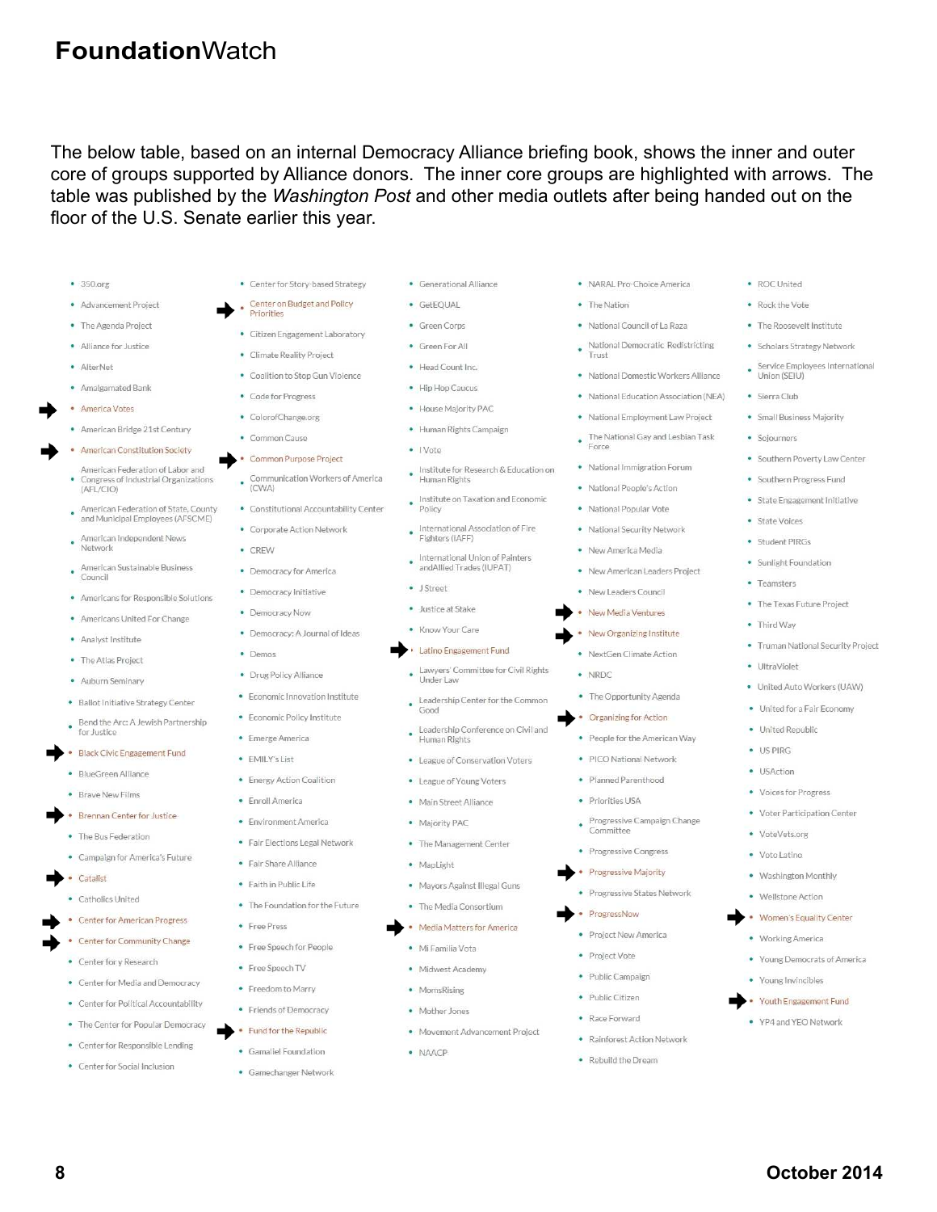# **Foundation**Watch

The below table, based on an internal Democracy Alliance briefing book, shows the inner and outer core of groups supported by Alliance donors. The inner core groups are highlighted with arrows. The table was published by the *Washington Post* and other media outlets after being handed out on the floor of the U.S. Senate earlier this year.

- 350.org
- Advancement Project
- The Agenda Project
- Alliance for Justice
- AlterNet
- Amalgamated Bank
- ➡ America Votes
- American Bridge 21st Century
- ➡ American Constitution Society
- American Federation of Labor and Congress of Industrial Organizations (AFL/CIO)
- American Federation of State, County and Municipal Employees (AFSCME)
- American Independent News Network
- American Sustainable Business Council
- Americans for Responsible Solutions
- Americans United For Change
- Analyst Institute
- The Atlas Project
- Auburn Seminary
- Ballot Initiative Strategy Center
- Bend the Arc: A Jewish Partnership for Justice
- ➡ Black Civic Engagement Fund
- BlueGreen Alliance
- Brave New Films
- ➡ Brennan Center for Justice
- The Bus Federation
- Campaign for America's Future
- ➡ Catalist
- Catholics United
- ➡ Center for American Progress
- ➡ Center for Community Change
- Center for y Research
- Center for Media and Democracy
- Center for Political Accountability
- The Center for Popular Democracy
- Center for Responsible Lending
- Center for Social Inclusion
- Center for Story-based Strategy
- ➡ Center on Budget and Policy Priorities
- Citizen Engagement Laboratory
- Climate Reality Project
- Coalition to Stop Gun Violence
- Code for Progress
- ColorofChange.org
- Common Cause
- ➡ Common Purpose Project
- Communication Workers of America (CWA)
- Constitutional Accountability Center
- Corporate Action Network
- CREW
- Democracy for America
- Democracy Initiative
- Democracy Now
- Democracy: A Journal of Ideas
- Demos
- Drug Policy Alliance
- Economic Innovation Institute
- Economic Policy Institute
- Emerge America
- EMILY's List
- Energy Action Coalition
- Enroll America
- Environment America
- Fair Elections Legal Network
- Fair Share Alliance
- Faith in Public Life
- The Foundation for the Future
- Free Press
- Free Speech for People
- Free Speech TV
- Freedom to Marry
- Friends of Democracy
- ➡ Fund for the Republic
- Gamaliel Foundation
- Gamechanger Network
- Generational Alliance
- GetEQUAL
- Green Corps
- Green For All
- Head Count Inc.
- Hip Hop Caucus
- House Majority PAC
- Human Rights Campaign
- I Vote
- Institute for Research & Education on Human Rights
- Institute on Taxation and Economic Policy
- International Association of Fire Fighters (IAFF)
- International Union of Painters and Allied Trades (IUPAT)
- J Street
- Justice at Stake
- Know Your Care
- ➡ Latino Engagement Fund
- Lawyers' Committee for Civil Rights Under Law
- Leadership Center for the Common Good
- Leadership Conference on Civil and Human Rights
- League of Conservation Voters
- League of Young Voters
- Main Street Alliance
- Majority PAC
- The Management Center
- MapLight
- Mayors Against Illegal Guns
- The Media Consortium
- ➡ Media Matters for America
- Mi Familia Vota
- Midwest Academy
- MomsRising
- Mother Jones
- Movement Advancement Project
- NAACP
- NARAL Pro-Choice America
- The Nation
- National Council of La Raza
- National Democratic Redistricting Trust
- National Domestic Workers Alliance
- National Education Association (NEA)
- National Employment Law Project
- The National Gay and Lesbian Task Force
- National Immigration Forum
- National People's Action
- National Popular Vote
- National Security Network
- New America Media
- New American Leaders Project
- New Leaders Council
- ➡ New Media Ventures
- ➡ New Organizing Institute
- NextGen Climate Action
- NRDC
- The Opportunity Agenda
- ➡ Organizing for Action
- People for the American Way
- PICO National Network
- Planned Parenthood
- Priorities USA
- Progressive Campaign Change Committee
- Progressive Congress
- ➡ Progressive Majority
- Progressive States Network
- ➡ ProgressNow
- Project New America
- Project Vote
- Public Campaign
- Public Citizen
- Race Forward
- Rainforest Action Network
- Rebuild the Dream
- ROC United
- Rock the Vote
- The Roosevelt Institute
- Scholars Strategy Network
- Service Employees International Union (SEIU)
- Sierra Club
- Small Business Majority
- Sojourners
- Southern Poverty Law Center
- Southern Progress Fund
- State Engagement Initiative
- State Voices
- Student PIRGs
- Sunlight Foundation
- Teamsters
- The Texas Future Project
- Third Way
- Truman National Security Project
- UltraViolet
- United Auto Workers (UAW)
- United for a Fair Economy
- United Republic
- US PIRG
- USAction
- Voices for Progress
- Voter Participation Center
- VoteVets.org
- Voto Latino
- Washington Monthly
- Wellstone Action
- ➡ Women's Equality Center
- Working America
- Young Democrats of America
- Young Invincibles
- ➡ Youth Engagement Fund
- YP4 and YEO Network

October 2014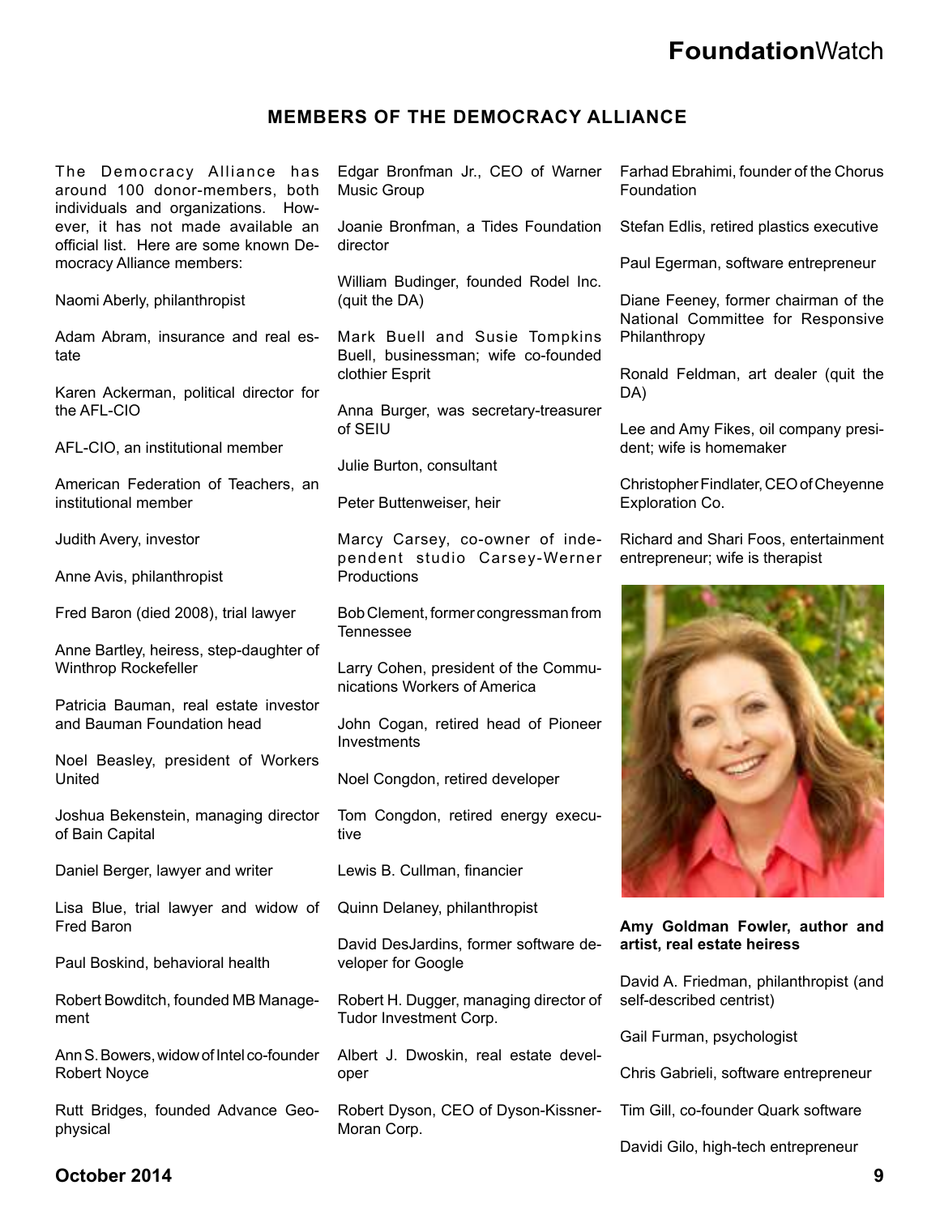## MEMBERS OF THE DEMOCRACY ALLIANCE

The Democracy Alliance has around 100 donor-members, both individuals and organizations. However, it has not made available an official list. Here are some known Democracy Alliance members:

Naomi Aberly, philanthropist

Adam Abram, insurance and real estate

Karen Ackerman, political director for the AFL-CIO

AFL-CIO, an institutional member

American Federation of Teachers, an institutional member

Judith Avery, investor

Anne Avis, philanthropist

Fred Baron (died 2008), trial lawyer

Anne Bartley, heiress, step-daughter of Winthrop Rockefeller

Patricia Bauman, real estate investor and Bauman Foundation head

Noel Beasley, president of Workers United

Joshua Bekenstein, managing director of Bain Capital

Daniel Berger, lawyer and writer

Lisa Blue, trial lawyer and widow of Fred Baron

Paul Boskind, behavioral health

Robert Bowditch, founded MB Management

Ann S. Bowers, widow of Intel co-founder Robert Noyce

Rutt Bridges, founded Advance Geophysical

Edgar Bronfman Jr., CEO of Warner Music Group

Joanie Bronfman, a Tides Foundation director

William Budinger, founded Rodel Inc. (quit the DA)

Mark Buell and Susie Tompkins Buell, businessman; wife co-founded clothier Esprit

Anna Burger, was secretary-treasurer of SEIU

Julie Burton, consultant

Peter Buttenweiser, heir

Marcy Carsey, co-owner of independent studio Carsey-Werner Productions

Bob Clement, former congressman from Tennessee

Larry Cohen, president of the Communications Workers of America

John Cogan, retired head of Pioneer Investments

Noel Congdon, retired developer

Tom Congdon, retired energy executive

Lewis B. Cullman, financier

Quinn Delaney, philanthropist

David DesJardins, former software developer for Google

Robert H. Dugger, managing director of Tudor Investment Corp.

Albert J. Dwoskin, real estate developer

Robert Dyson, CEO of Dyson-Kissner-Moran Corp.

Farhad Ebrahimi, founder of the Chorus Foundation

Stefan Edlis, retired plastics executive

Paul Egerman, software entrepreneur

Diane Feeney, former chairman of the National Committee for Responsive Philanthropy

Ronald Feldman, art dealer (quit the DA)

Lee and Amy Fikes, oil company president; wife is homemaker

Christopher Findlater, CEO of Cheyenne Exploration Co.

Richard and Shari Foos, entertainment entrepreneur; wife is therapist

**Amy Goldman Fowler, author and artist, real estate heiress**

David A. Friedman, philanthropist (and self-described centrist)

Gail Furman, psychologist

Chris Gabrieli, software entrepreneur

Tim Gill, co-founder Quark software

Davidi Gilo, high-tech entrepreneur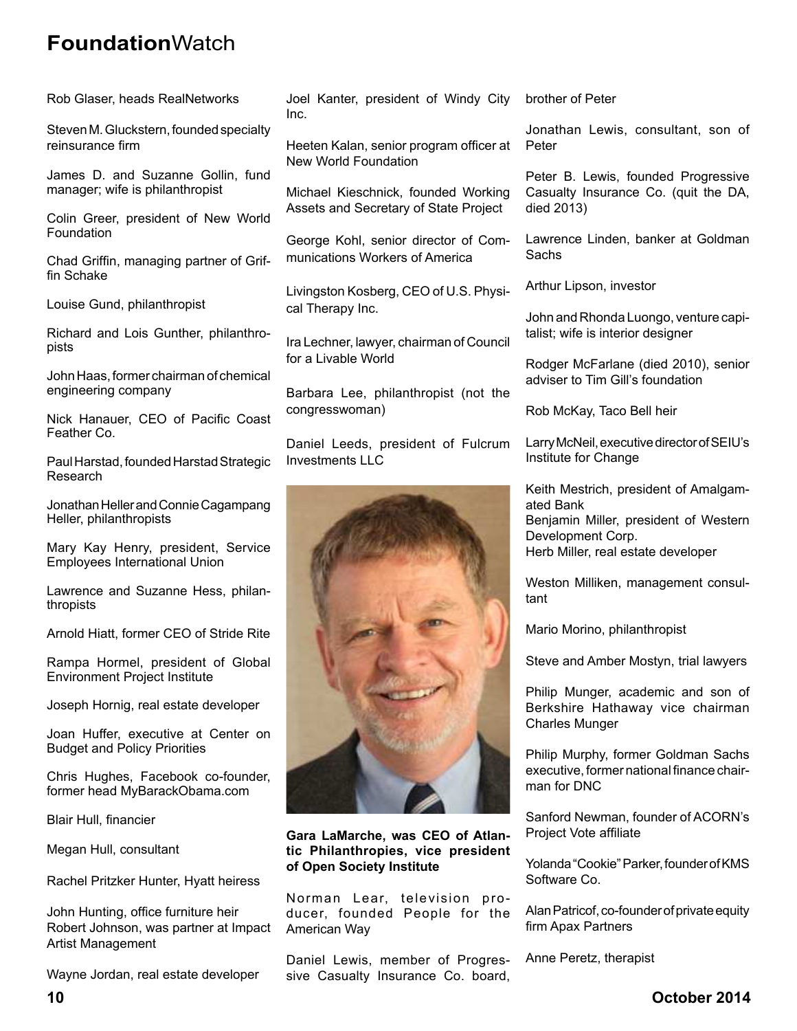Rob Glaser, heads RealNetworks

Steven M. Gluckstern, founded specialty reinsurance firm

James D. and Suzanne Gollin, fund manager; wife is philanthropist

Colin Greer, president of New World Foundation

Chad Griffin, managing partner of Griffin Schake

Louise Gund, philanthropist

Richard and Lois Gunther, philanthropists

John Haas, former chairman of chemical engineering company

Nick Hanauer, CEO of Pacific Coast Feather Co.

Paul Harstad, founded Harstad Strategic Research

Jonathan Heller and Connie Cagampang Heller, philanthropists

Mary Kay Henry, president, Service Employees International Union

Lawrence and Suzanne Hess, philanthropists

Arnold Hiatt, former CEO of Stride Rite

Rampa Hormel, president of Global Environment Project Institute

Joseph Hornig, real estate developer

Joan Huffer, executive at Center on Budget and Policy Priorities

Chris Hughes, Facebook co-founder, former head MyBarackObama.com

Blair Hull, financier

Megan Hull, consultant

Rachel Pritzker Hunter, Hyatt heiress

John Hunting, office furniture heir

Robert Johnson, was partner at Impact Artist Management

Wayne Jordan, real estate developer

Joel Kanter, president of Windy City Inc.

Heeten Kalan, senior program officer at New World Foundation

Michael Kieschnick, founded Working Assets and Secretary of State Project

George Kohl, senior director of Communications Workers of America

Livingston Kosberg, CEO of U.S. Physical Therapy Inc.

Ira Lechner, lawyer, chairman of Council for a Livable World

Barbara Lee, philanthropist (not the congresswoman)

Daniel Leeds, president of Fulcrum Investments LLC

**Gara LaMarche, was CEO of Atlantic Philanthropies, vice president of Open Society Institute**

Norman Lear, television producer, founded People for the American Way

Daniel Lewis, member of Progressive Casualty Insurance Co. board, brother of Peter

Jonathan Lewis, consultant, son of Peter

Peter B. Lewis, founded Progressive Casualty Insurance Co. (quit the DA, died 2013)

Lawrence Linden, banker at Goldman Sachs

Arthur Lipson, investor

John and Rhonda Luongo, venture capitalist; wife is interior designer

Rodger McFarlane (died 2010), senior adviser to Tim Gill's foundation

Rob McKay, Taco Bell heir

Larry McNeil, executive director of SEIU's Institute for Change

Keith Mestrich, president of Amalgamated Bank

Benjamin Miller, president of Western Development Corp.

Herb Miller, real estate developer

Weston Milliken, management consultant

Mario Morino, philanthropist

Steve and Amber Mostyn, trial lawyers

Philip Munger, academic and son of Berkshire Hathaway vice chairman Charles Munger

Philip Murphy, former Goldman Sachs executive, former national finance chairman for DNC

Sanford Newman, founder of ACORN's Project Vote affiliate

Yolanda "Cookie" Parker, founder of KMS Software Co.

Alan Patricof, co-founder of private equity firm Apax Partners

Anne Peretz, therapist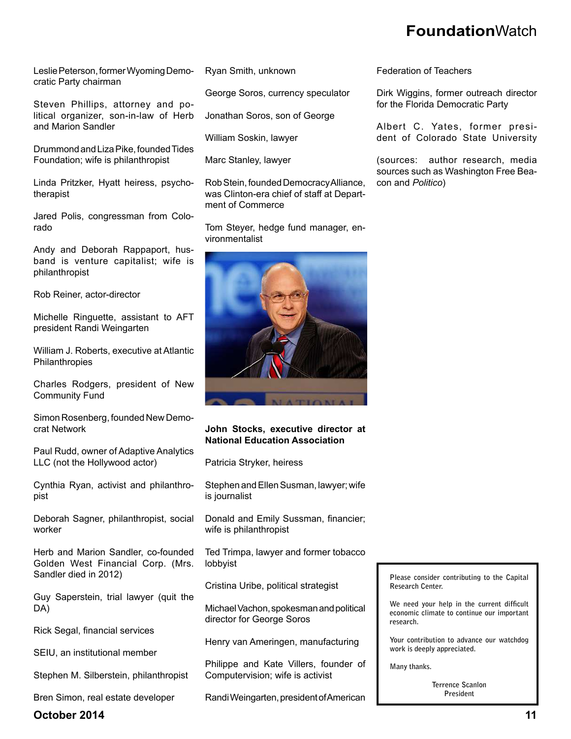Leslie Peterson, former Wyoming Democratic Party chairman

Steven Phillips, attorney and political organizer, son-in-law of Herb and Marion Sandler

Drummond and Liza Pike, founded Tides Foundation; wife is philanthropist

Linda Pritzker, Hyatt heiress, psychotherapist

Jared Polis, congressman from Colorado

Andy and Deborah Rappaport, husband is venture capitalist; wife is philanthropist

Rob Reiner, actor-director

Michelle Ringuette, assistant to AFT president Randi Weingarten

William J. Roberts, executive at Atlantic Philanthropies

Charles Rodgers, president of New Community Fund

Simon Rosenberg, founded New Democrat Network

Paul Rudd, owner of Adaptive Analytics LLC (not the Hollywood actor)

Cynthia Ryan, activist and philanthropist

Deborah Sagner, philanthropist, social worker

Herb and Marion Sandler, co-founded Golden West Financial Corp. (Mrs. Sandler died in 2012)

Guy Saperstein, trial lawyer (quit the DA)

Rick Segal, financial services

SEIU, an institutional member

Stephen M. Silberstein, philanthropist

Bren Simon, real estate developer

Ryan Smith, unknown

George Soros, currency speculator

Jonathan Soros, son of George

William Soskin, lawyer

Marc Stanley, lawyer

Rob Stein, founded Democracy Alliance, was Clinton-era chief of staff at Department of Commerce

Tom Steyer, hedge fund manager, environmentalist

**John Stocks, executive director at National Education Association**

Patricia Stryker, heiress

Stephen and Ellen Susman, lawyer; wife is journalist

Donald and Emily Sussman, financier; wife is philanthropist

Ted Trimpa, lawyer and former tobacco lobbyist

Cristina Uribe, political strategist

Michael Vachon, spokesman and political director for George Soros

Henry van Ameringen, manufacturing

Philippe and Kate Villers, founder of Computervision; wife is activist

Randi Weingarten, president of American Federation of Teachers

Dirk Wiggins, former outreach director for the Florida Democratic Party

Albert C. Yates, former president of Colorado State University

(sources: author research, media sources such as Washington Free Beacon and *Politico*)

Please consider contributing to the Capital Research Center.

We need your help in the current difficult economic climate to continue our important research.

Your contribution to advance our watchdog work is deeply appreciated.

Many thanks.

Terrence Scanlon
President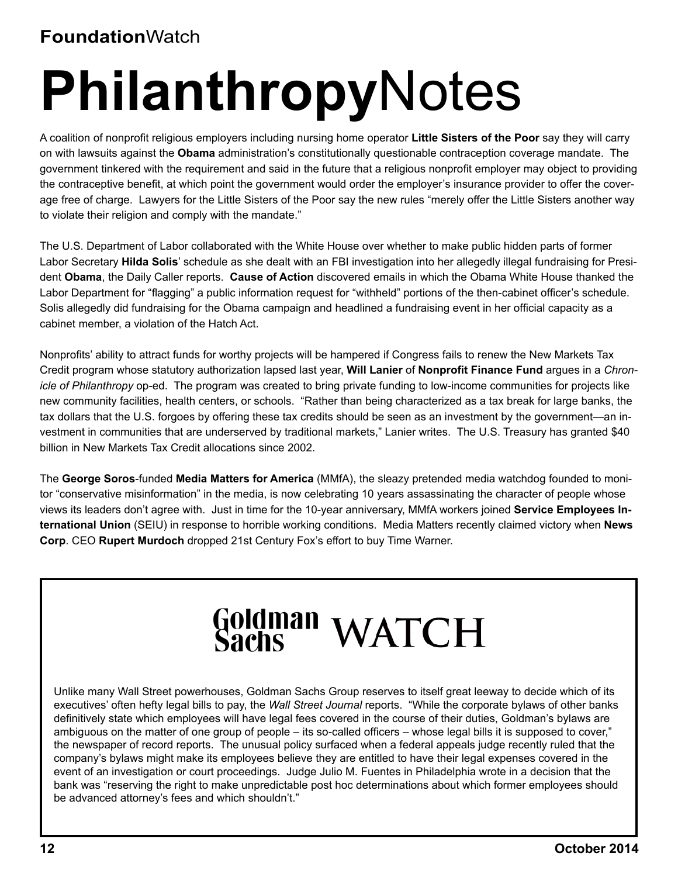# PhilanthropyNotes

A coalition of nonprofit religious employers including nursing home operator **Little Sisters of the Poor** say they will carry on with lawsuits against the **Obama** administration's constitutionally questionable contraception coverage mandate. The government tinkered with the requirement and said in the future that a religious nonprofit employer may object to providing the contraceptive benefit, at which point the government would order the employer's insurance provider to offer the coverage free of charge. Lawyers for the Little Sisters of the Poor say the new rules "merely offer the Little Sisters another way to violate their religion and comply with the mandate."

The U.S. Department of Labor collaborated with the White House over whether to make public hidden parts of former Labor Secretary **Hilda Solis**' schedule as she dealt with an FBI investigation into her allegedly illegal fundraising for President **Obama**, the Daily Caller reports. **Cause of Action** discovered emails in which the Obama White House thanked the Labor Department for "flagging" a public information request for "withheld" portions of the then-cabinet officer's schedule. Solis allegedly did fundraising for the Obama campaign and headlined a fundraising event in her official capacity as a cabinet member, a violation of the Hatch Act.

Nonprofits' ability to attract funds for worthy projects will be hampered if Congress fails to renew the New Markets Tax Credit program whose statutory authorization lapsed last year, **Will Lanier** of **Nonprofit Finance Fund** argues in a *Chronicle of Philanthropy* op-ed. The program was created to bring private funding to low-income communities for projects like new community facilities, health centers, or schools. "Rather than being characterized as a tax break for large banks, the tax dollars that the U.S. forgoes by offering these tax credits should be seen as an investment by the government—an investment in communities that are underserved by traditional markets," Lanier writes. The U.S. Treasury has granted $40 billion in New Markets Tax Credit allocations since 2002.

The **George Soros**-funded **Media Matters for America** (MMfA), the sleazy pretended media watchdog founded to monitor "conservative misinformation" in the media, is now celebrating 10 years assassinating the character of people whose views its leaders don't agree with. Just in time for the 10-year anniversary, MMfA workers joined **Service Employees International Union** (SEIU) in response to horrible working conditions. Media Matters recently claimed victory when **News Corp**. CEO **Rupert Murdoch** dropped 21st Century Fox's effort to buy Time Warner.

## Goldman Sachs WATCH

Unlike many Wall Street powerhouses, Goldman Sachs Group reserves to itself great leeway to decide which of its executives' often hefty legal bills to pay, the *Wall Street Journal* reports. "While the corporate bylaws of other banks definitively state which employees will have legal fees covered in the course of their duties, Goldman's bylaws are ambiguous on the matter of one group of people – its so-called officers – whose legal bills it is supposed to cover," the newspaper of record reports. The unusual policy surfaced when a federal appeals judge recently ruled that the company's bylaws might make its employees believe they are entitled to have their legal expenses covered in the event of an investigation or court proceedings. Judge Julio M. Fuentes in Philadelphia wrote in a decision that the bank was "reserving the right to make unpredictable post hoc determinations about which former employees should be advanced attorney's fees and which shouldn't."